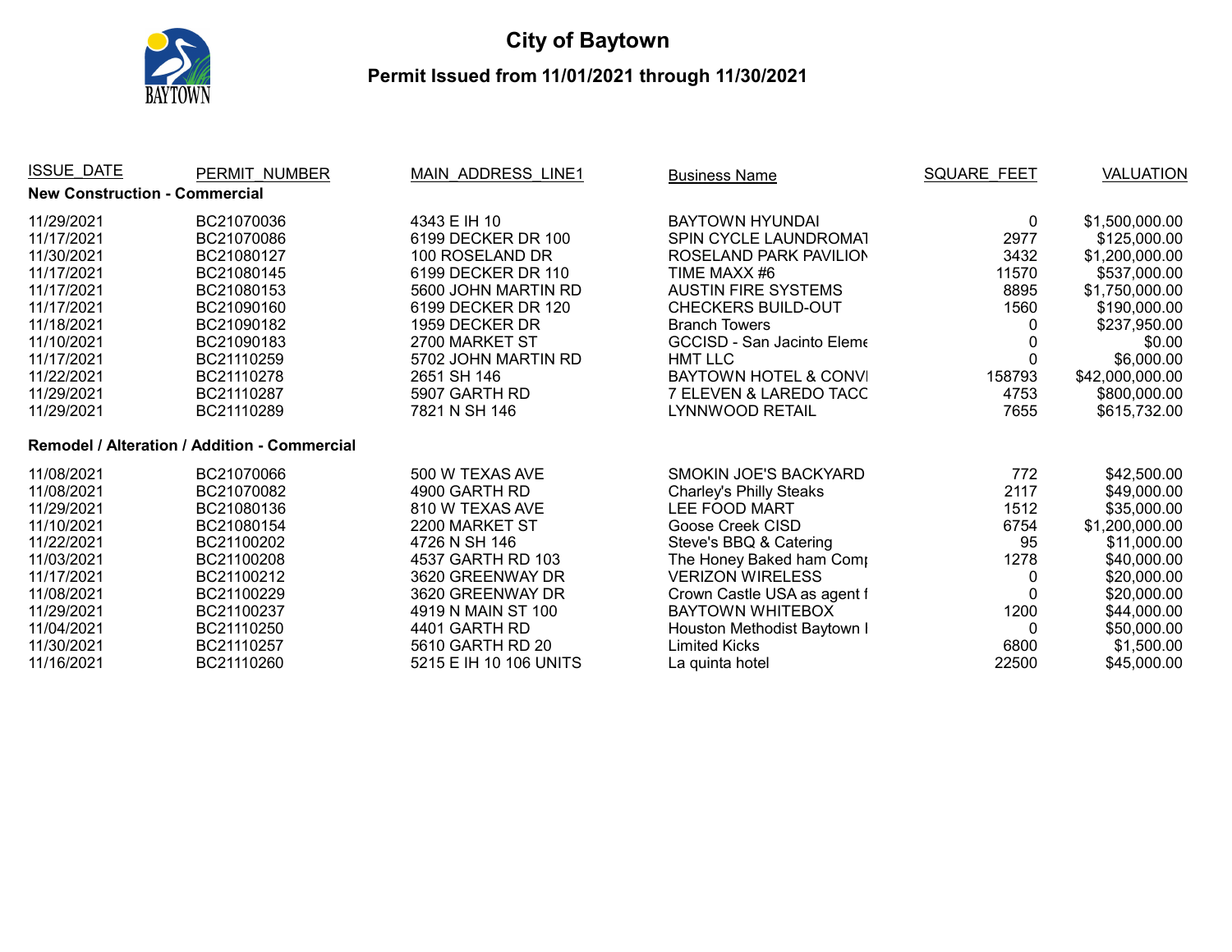# City of Baytown

## Permit Issued from 11/01/2021 through 11/30/2021

| ISSUE_DATE | PERMIT_NUMBER | MAIN_ADDRESS_LINE1 | Business Name | SQUARE_FEET | VALUATION |
|---|---|---|---|---|---|
| **New Construction - Commercial** | | | | | |
| 11/29/2021 | BC21070036 | 4343 E IH 10 | BAYTOWN HYUNDAI | 0 | $1,500,000.00 |
| 11/17/2021 | BC21070086 | 6199 DECKER DR 100 | SPIN CYCLE LAUNDROMAT | 2977 | $125,000.00 |
| 11/30/2021 | BC21080127 | 100 ROSELAND DR | ROSELAND PARK PAVILION | 3432 | $1,200,000.00 |
| 11/17/2021 | BC21080145 | 6199 DECKER DR 110 | TIME MAXX #6 | 11570 | $537,000.00 |
| 11/17/2021 | BC21080153 | 5600 JOHN MARTIN RD | AUSTIN FIRE SYSTEMS | 8895 | $1,750,000.00 |
| 11/17/2021 | BC21090160 | 6199 DECKER DR 120 | CHECKERS BUILD-OUT | 1560 | $190,000.00 |
| 11/18/2021 | BC21090182 | 1959 DECKER DR | Branch Towers | 0 | $237,950.00 |
| 11/10/2021 | BC21090183 | 2700 MARKET ST | GCCISD - San Jacinto Eleme | 0 | $0.00 |
| 11/17/2021 | BC21110259 | 5702 JOHN MARTIN RD | HMT LLC | 0 | $6,000.00 |
| 11/22/2021 | BC21110278 | 2651 SH 146 | BAYTOWN HOTEL & CONVI | 158793 | $42,000,000.00 |
| 11/29/2021 | BC21110287 | 5907 GARTH RD | 7 ELEVEN & LAREDO TACC | 4753 | $800,000.00 |
| 11/29/2021 | BC21110289 | 7821 N SH 146 | LYNNWOOD RETAIL | 7655 | $615,732.00 |
| **Remodel / Alteration / Addition - Commercial** | | | | | |
| 11/08/2021 | BC21070066 | 500 W TEXAS AVE | SMOKIN JOE'S BACKYARD | 772 | $42,500.00 |
| 11/08/2021 | BC21070082 | 4900 GARTH RD | Charley's Philly Steaks | 2117 | $49,000.00 |
| 11/29/2021 | BC21080136 | 810 W TEXAS AVE | LEE FOOD MART | 1512 | $35,000.00 |
| 11/10/2021 | BC21080154 | 2200 MARKET ST | Goose Creek CISD | 6754 | $1,200,000.00 |
| 11/22/2021 | BC21100202 | 4726 N SH 146 | Steve's BBQ & Catering | 95 | $11,000.00 |
| 11/03/2021 | BC21100208 | 4537 GARTH RD 103 | The Honey Baked ham Comp | 1278 | $40,000.00 |
| 11/17/2021 | BC21100212 | 3620 GREENWAY DR | VERIZON WIRELESS | 0 | $20,000.00 |
| 11/08/2021 | BC21100229 | 3620 GREENWAY DR | Crown Castle USA as agent f | 0 | $20,000.00 |
| 11/29/2021 | BC21100237 | 4919 N MAIN ST 100 | BAYTOWN WHITEBOX | 1200 | $44,000.00 |
| 11/04/2021 | BC21110250 | 4401 GARTH RD | Houston Methodist Baytown I | 0 | $50,000.00 |
| 11/30/2021 | BC21110257 | 5610 GARTH RD 20 | Limited Kicks | 6800 | $1,500.00 |
| 11/16/2021 | BC21110260 | 5215 E IH 10 106 UNITS | La quinta hotel | 22500 | $45,000.00 |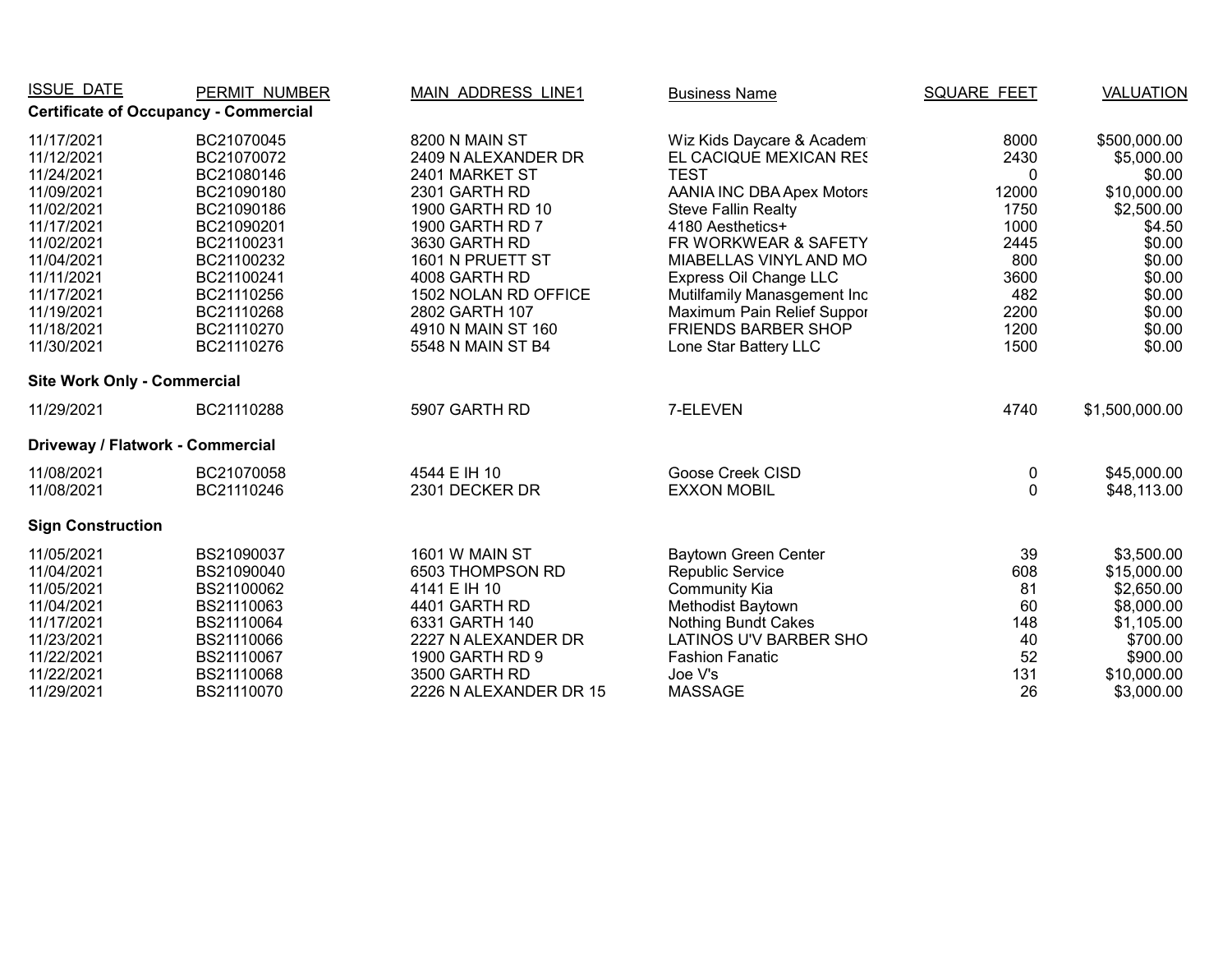| ISSUE_DATE | PERMIT_NUMBER | MAIN_ADDRESS_LINE1 | Business Name | SQUARE_FEET | VALUATION |
|---|---|---|---|---|---|
| **Certificate of Occupancy - Commercial** | | | | | |
| 11/17/2021 | BC21070045 | 8200 N MAIN ST | Wiz Kids Daycare & Academ | 8000 | $500,000.00 |
| 11/12/2021 | BC21070072 | 2409 N ALEXANDER DR | EL CACIQUE MEXICAN RES | 2430 | $5,000.00 |
| 11/24/2021 | BC21080146 | 2401 MARKET ST | TEST | 0 | $0.00 |
| 11/09/2021 | BC21090180 | 2301 GARTH RD | AANIA INC DBA Apex Motors | 12000 | $10,000.00 |
| 11/02/2021 | BC21090186 | 1900 GARTH RD 10 | Steve Fallin Realty | 1750 | $2,500.00 |
| 11/17/2021 | BC21090201 | 1900 GARTH RD 7 | 4180 Aesthetics+ | 1000 | $4.50 |
| 11/02/2021 | BC21100231 | 3630 GARTH RD | FR WORKWEAR & SAFETY | 2445 | $0.00 |
| 11/04/2021 | BC21100232 | 1601 N PRUETT ST | MIABELLAS VINYL AND MO | 800 | $0.00 |
| 11/11/2021 | BC21100241 | 4008 GARTH RD | Express Oil Change LLC | 3600 | $0.00 |
| 11/17/2021 | BC21110256 | 1502 NOLAN RD OFFICE | Mutilfamily Manasgement Inc | 482 | $0.00 |
| 11/19/2021 | BC21110268 | 2802 GARTH 107 | Maximum Pain Relief Suppor | 2200 | $0.00 |
| 11/18/2021 | BC21110270 | 4910 N MAIN ST 160 | FRIENDS BARBER SHOP | 1200 | $0.00 |
| 11/30/2021 | BC21110276 | 5548 N MAIN ST B4 | Lone Star Battery LLC | 1500 | $0.00 |
| **Site Work Only - Commercial** | | | | | |
| 11/29/2021 | BC21110288 | 5907 GARTH RD | 7-ELEVEN | 4740 | $1,500,000.00 |
| **Driveway / Flatwork - Commercial** | | | | | |
| 11/08/2021 | BC21070058 | 4544 E IH 10 | Goose Creek CISD | 0 | $45,000.00 |
| 11/08/2021 | BC21110246 | 2301 DECKER DR | EXXON MOBIL | 0 | $48,113.00 |
| **Sign Construction** | | | | | |
| 11/05/2021 | BS21090037 | 1601 W MAIN ST | Baytown Green Center | 39 | $3,500.00 |
| 11/04/2021 | BS21090040 | 6503 THOMPSON RD | Republic Service | 608 | $15,000.00 |
| 11/05/2021 | BS21100062 | 4141 E IH 10 | Community Kia | 81 | $2,650.00 |
| 11/04/2021 | BS21100063 | 4401 GARTH RD | Methodist Baytown | 60 | $8,000.00 |
| 11/17/2021 | BS21110064 | 6331 GARTH 140 | Nothing Bundt Cakes | 148 | $1,105.00 |
| 11/23/2021 | BS21110066 | 2227 N ALEXANDER DR | LATINOS U'V BARBER SHO | 40 | $700.00 |
| 11/22/2021 | BS21110067 | 1900 GARTH RD 9 | Fashion Fanatic | 52 | $900.00 |
| 11/22/2021 | BS21110068 | 3500 GARTH RD | Joe V's | 131 | $10,000.00 |
| 11/29/2021 | BS21110070 | 2226 N ALEXANDER DR 15 | MASSAGE | 26 | $3,000.00 |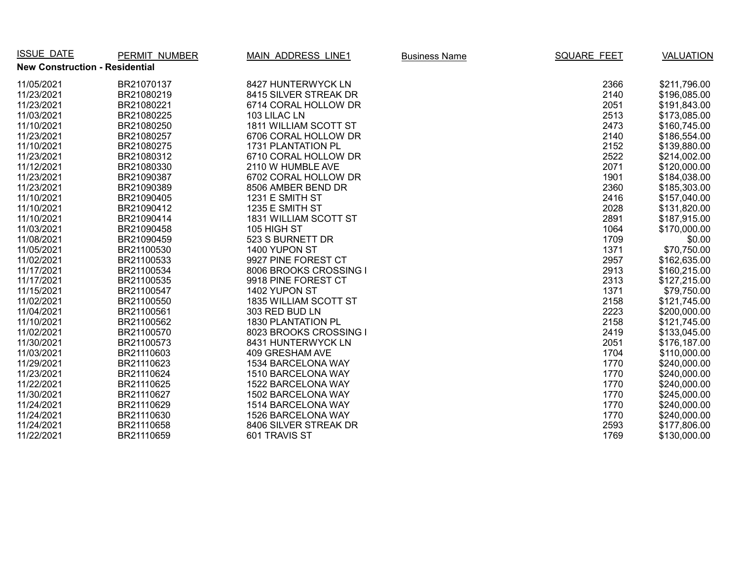| ISSUE_DATE | PERMIT_NUMBER | MAIN_ADDRESS_LINE1 | Business Name | SQUARE_FEET | VALUATION |
|---|---|---|---|---|---|
| **New Construction - Residential** | | | | | |
| 11/05/2021 | BR21070137 | 8427 HUNTERWYCK LN | | 2366 | $211,796.00 |
| 11/23/2021 | BR21080219 | 8415 SILVER STREAK DR | | 2140 | $196,085.00 |
| 11/23/2021 | BR21080221 | 6714 CORAL HOLLOW DR | | 2051 | $191,843.00 |
| 11/03/2021 | BR21080225 | 103 LILAC LN | | 2513 | $173,085.00 |
| 11/10/2021 | BR21080250 | 1811 WILLIAM SCOTT ST | | 2473 | $160,745.00 |
| 11/23/2021 | BR21080257 | 6706 CORAL HOLLOW DR | | 2140 | $186,554.00 |
| 11/10/2021 | BR21080275 | 1731 PLANTATION PL | | 2152 | $139,880.00 |
| 11/23/2021 | BR21080312 | 6710 CORAL HOLLOW DR | | 2522 | $214,002.00 |
| 11/12/2021 | BR21080330 | 2110 W HUMBLE AVE | | 2071 | $120,000.00 |
| 11/23/2021 | BR21090387 | 6702 CORAL HOLLOW DR | | 1901 | $184,038.00 |
| 11/23/2021 | BR21090389 | 8506 AMBER BEND DR | | 2360 | $185,303.00 |
| 11/10/2021 | BR21090405 | 1231 E SMITH ST | | 2416 | $157,040.00 |
| 11/10/2021 | BR21090412 | 1235 E SMITH ST | | 2028 | $131,820.00 |
| 11/10/2021 | BR21090414 | 1831 WILLIAM SCOTT ST | | 2891 | $187,915.00 |
| 11/03/2021 | BR21090458 | 105 HIGH ST | | 1064 | $170,000.00 |
| 11/08/2021 | BR21090459 | 523 S BURNETT DR | | 1709 | $0.00 |
| 11/05/2021 | BR21100530 | 1400 YUPON ST | | 1371 | $70,750.00 |
| 11/02/2021 | BR21100533 | 9927 PINE FOREST CT | | 2957 | $162,635.00 |
| 11/17/2021 | BR21100534 | 8006 BROOKS CROSSING I | | 2913 | $160,215.00 |
| 11/17/2021 | BR21100535 | 9918 PINE FOREST CT | | 2313 | $127,215.00 |
| 11/15/2021 | BR21100547 | 1402 YUPON ST | | 1371 | $79,750.00 |
| 11/02/2021 | BR21100550 | 1835 WILLIAM SCOTT ST | | 2158 | $121,745.00 |
| 11/04/2021 | BR21100561 | 303 RED BUD LN | | 2223 | $200,000.00 |
| 11/10/2021 | BR21100562 | 1830 PLANTATION PL | | 2158 | $121,745.00 |
| 11/02/2021 | BR21100570 | 8023 BROOKS CROSSING I | | 2419 | $133,045.00 |
| 11/30/2021 | BR21100573 | 8431 HUNTERWYCK LN | | 2051 | $176,187.00 |
| 11/03/2021 | BR21110603 | 409 GRESHAM AVE | | 1704 | $110,000.00 |
| 11/29/2021 | BR21110623 | 1534 BARCELONA WAY | | 1770 | $240,000.00 |
| 11/23/2021 | BR21110624 | 1510 BARCELONA WAY | | 1770 | $240,000.00 |
| 11/22/2021 | BR21110625 | 1522 BARCELONA WAY | | 1770 | $240,000.00 |
| 11/30/2021 | BR21110627 | 1502 BARCELONA WAY | | 1770 | $245,000.00 |
| 11/24/2021 | BR21110629 | 1514 BARCELONA WAY | | 1770 | $240,000.00 |
| 11/24/2021 | BR21110630 | 1526 BARCELONA WAY | | 1770 | $240,000.00 |
| 11/24/2021 | BR21110658 | 8406 SILVER STREAK DR | | 2593 | $177,806.00 |
| 11/22/2021 | BR21110659 | 601 TRAVIS ST | | 1769 | $130,000.00 |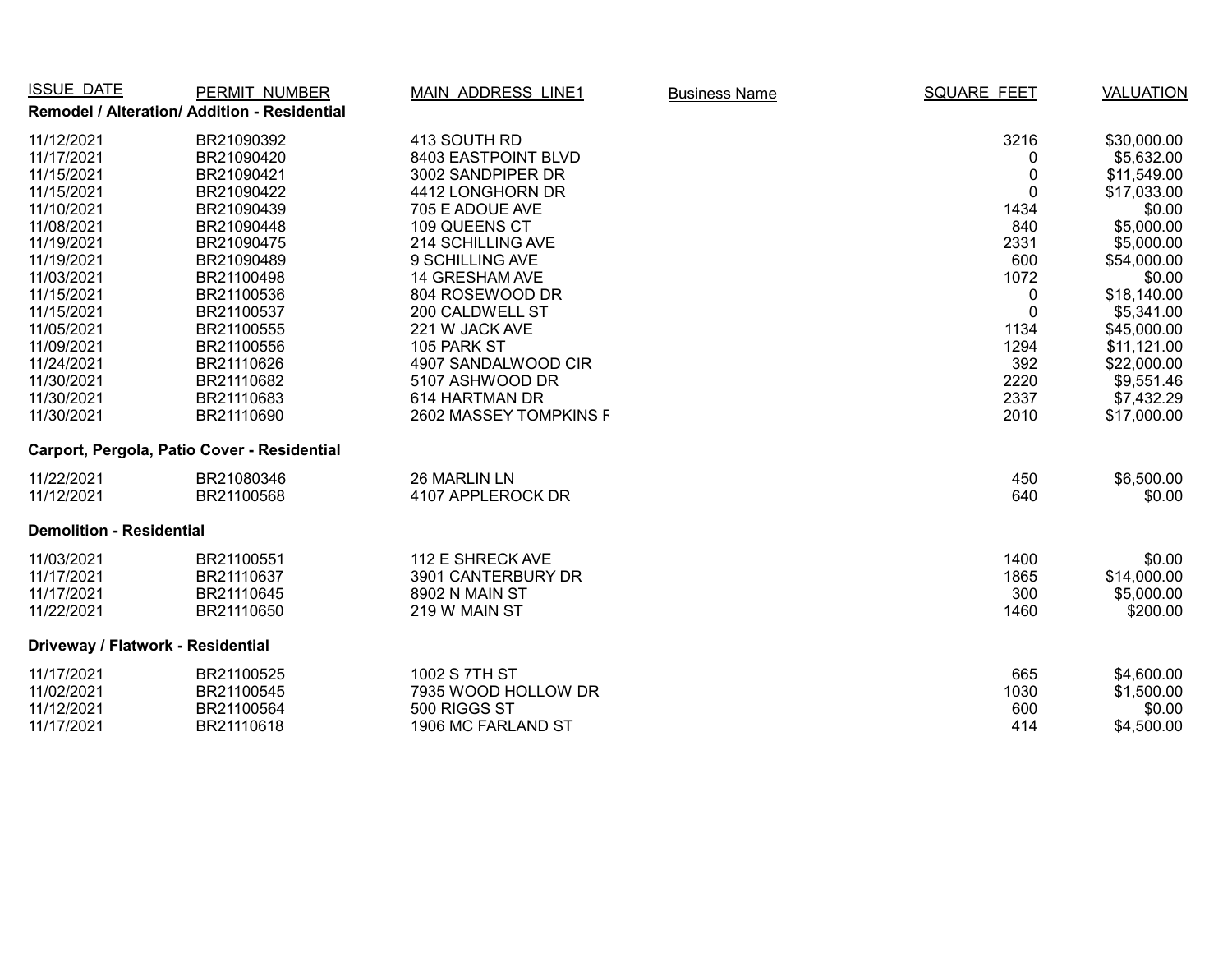| ISSUE_DATE | PERMIT_NUMBER | MAIN_ADDRESS_LINE1 | Business Name | SQUARE_FEET | VALUATION |
|---|---|---|---|---|---|
| **Remodel / Alteration/ Addition - Residential** | | | | | |
| 11/12/2021 | BR21090392 | 413 SOUTH RD | | 3216 | $30,000.00 |
| 11/17/2021 | BR21090420 | 8403 EASTPOINT BLVD | | 0 | $5,632.00 |
| 11/15/2021 | BR21090421 | 3002 SANDPIPER DR | | 0 | $11,549.00 |
| 11/15/2021 | BR21090422 | 4412 LONGHORN DR | | 0 | $17,033.00 |
| 11/10/2021 | BR21090439 | 705 E ADOUE AVE | | 1434 | $0.00 |
| 11/08/2021 | BR21090448 | 109 QUEENS CT | | 840 | $5,000.00 |
| 11/19/2021 | BR21090475 | 214 SCHILLING AVE | | 2331 | $5,000.00 |
| 11/19/2021 | BR21090489 | 9 SCHILLING AVE | | 600 | $54,000.00 |
| 11/03/2021 | BR21100498 | 14 GRESHAM AVE | | 1072 | $0.00 |
| 11/15/2021 | BR21100536 | 804 ROSEWOOD DR | | 0 | $18,140.00 |
| 11/15/2021 | BR21100537 | 200 CALDWELL ST | | 0 | $5,341.00 |
| 11/05/2021 | BR21100555 | 221 W JACK AVE | | 1134 | $45,000.00 |
| 11/09/2021 | BR21100556 | 105 PARK ST | | 1294 | $11,121.00 |
| 11/24/2021 | BR21110626 | 4907 SANDALWOOD CIR | | 392 | $22,000.00 |
| 11/30/2021 | BR21110682 | 5107 ASHWOOD DR | | 2220 | $9,551.46 |
| 11/30/2021 | BR21110683 | 614 HARTMAN DR | | 2337 | $7,432.29 |
| 11/30/2021 | BR21110690 | 2602 MASSEY TOMPKINS F | | 2010 | $17,000.00 |
| **Carport, Pergola, Patio Cover - Residential** | | | | | |
| 11/22/2021 | BR21080346 | 26 MARLIN LN | | 450 | $6,500.00 |
| 11/12/2021 | BR21100568 | 4107 APPLEROCK DR | | 640 | $0.00 |
| **Demolition - Residential** | | | | | |
| 11/03/2021 | BR21100551 | 112 E SHRECK AVE | | 1400 | $0.00 |
| 11/17/2021 | BR21110637 | 3901 CANTERBURY DR | | 1865 | $14,000.00 |
| 11/17/2021 | BR21110645 | 8902 N MAIN ST | | 300 | $5,000.00 |
| 11/22/2021 | BR21110650 | 219 W MAIN ST | | 1460 | $200.00 |
| **Driveway / Flatwork - Residential** | | | | | |
| 11/17/2021 | BR21100525 | 1002 S 7TH ST | | 665 | $4,600.00 |
| 11/02/2021 | BR21100545 | 7935 WOOD HOLLOW DR | | 1030 | $1,500.00 |
| 11/12/2021 | BR21100564 | 500 RIGGS ST | | 600 | $0.00 |
| 11/17/2021 | BR21110618 | 1906 MC FARLAND ST | | 414 | $4,500.00 |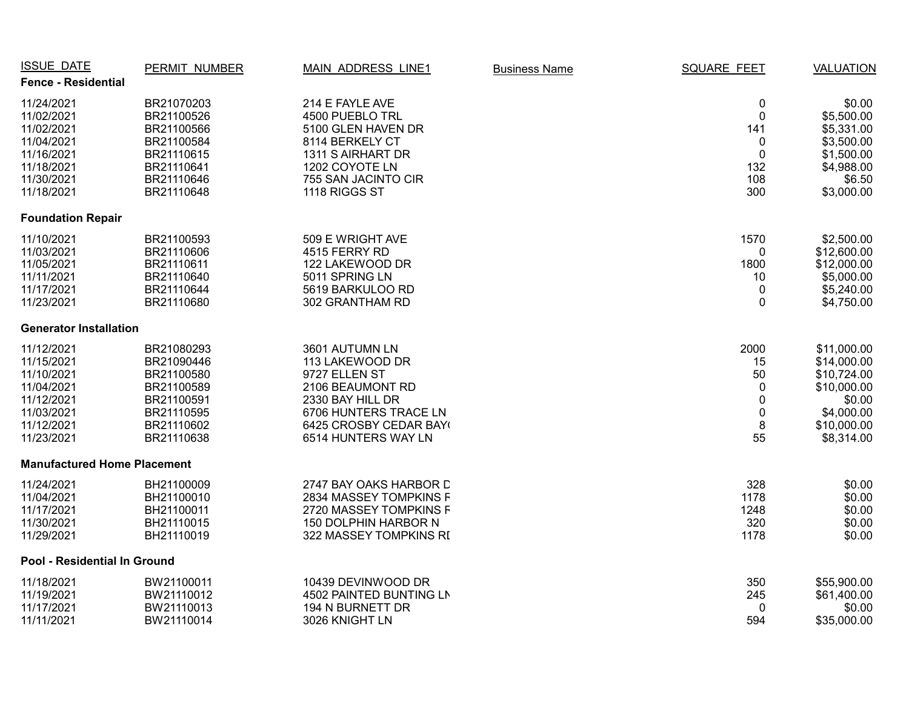| ISSUE_DATE | PERMIT_NUMBER | MAIN_ADDRESS_LINE1 | Business Name | SQUARE_FEET | VALUATION |
|---|---|---|---|---|---|
| **Fence - Residential** | | | | | |
| 11/24/2021 | BR21070203 | 214 E FAYLE AVE | | 0 | $0.00 |
| 11/02/2021 | BR21100526 | 4500 PUEBLO TRL | | 0 | $5,500.00 |
| 11/02/2021 | BR21100566 | 5100 GLEN HAVEN DR | | 141 | $5,331.00 |
| 11/04/2021 | BR21100584 | 8114 BERKELY CT | | 0 | $3,500.00 |
| 11/16/2021 | BR21110615 | 1311 S AIRHART DR | | 0 | $1,500.00 |
| 11/18/2021 | BR21110641 | 1202 COYOTE LN | | 132 | $4,988.00 |
| 11/30/2021 | BR21110646 | 755 SAN JACINTO CIR | | 108 | $6.50 |
| 11/18/2021 | BR21110648 | 1118 RIGGS ST | | 300 | $3,000.00 |
| **Foundation Repair** | | | | | |
| 11/10/2021 | BR21100593 | 509 E WRIGHT AVE | | 1570 | $2,500.00 |
| 11/03/2021 | BR21110606 | 4515 FERRY RD | | 0 | $12,600.00 |
| 11/05/2021 | BR21110611 | 122 LAKEWOOD DR | | 1800 | $12,000.00 |
| 11/11/2021 | BR21110640 | 5011 SPRING LN | | 10 | $5,000.00 |
| 11/17/2021 | BR21110644 | 5619 BARKULOO RD | | 0 | $5,240.00 |
| 11/23/2021 | BR21110680 | 302 GRANTHAM RD | | 0 | $4,750.00 |
| **Generator Installation** | | | | | |
| 11/12/2021 | BR21080293 | 3601 AUTUMN LN | | 2000 | $11,000.00 |
| 11/15/2021 | BR21090446 | 113 LAKEWOOD DR | | 15 | $14,000.00 |
| 11/10/2021 | BR21100580 | 9727 ELLEN ST | | 50 | $10,724.00 |
| 11/04/2021 | BR21100589 | 2106 BEAUMONT RD | | 0 | $10,000.00 |
| 11/12/2021 | BR21100591 | 2330 BAY HILL DR | | 0 | $0.00 |
| 11/03/2021 | BR21110595 | 6706 HUNTERS TRACE LN | | 0 | $4,000.00 |
| 11/12/2021 | BR21110602 | 6425 CROSBY CEDAR BAY( | | 8 | $10,000.00 |
| 11/23/2021 | BR21110638 | 6514 HUNTERS WAY LN | | 55 | $8,314.00 |
| **Manufactured Home Placement** | | | | | |
| 11/24/2021 | BH21100009 | 2747 BAY OAKS HARBOR D | | 328 | $0.00 |
| 11/04/2021 | BH21100010 | 2834 MASSEY TOMPKINS F | | 1178 | $0.00 |
| 11/17/2021 | BH21100011 | 2720 MASSEY TOMPKINS F | | 1248 | $0.00 |
| 11/30/2021 | BH21110015 | 150 DOLPHIN HARBOR N | | 320 | $0.00 |
| 11/29/2021 | BH21110019 | 322 MASSEY TOMPKINS RI | | 1178 | $0.00 |
| **Pool - Residential In Ground** | | | | | |
| 11/18/2021 | BW21100011 | 10439 DEVINWOOD DR | | 350 | $55,900.00 |
| 11/19/2021 | BW21110012 | 4502 PAINTED BUNTING LN | | 245 | $61,400.00 |
| 11/17/2021 | BW21110013 | 194 N BURNETT DR | | 0 | $0.00 |
| 11/11/2021 | BW21110014 | 3026 KNIGHT LN | | 594 | $35,000.00 |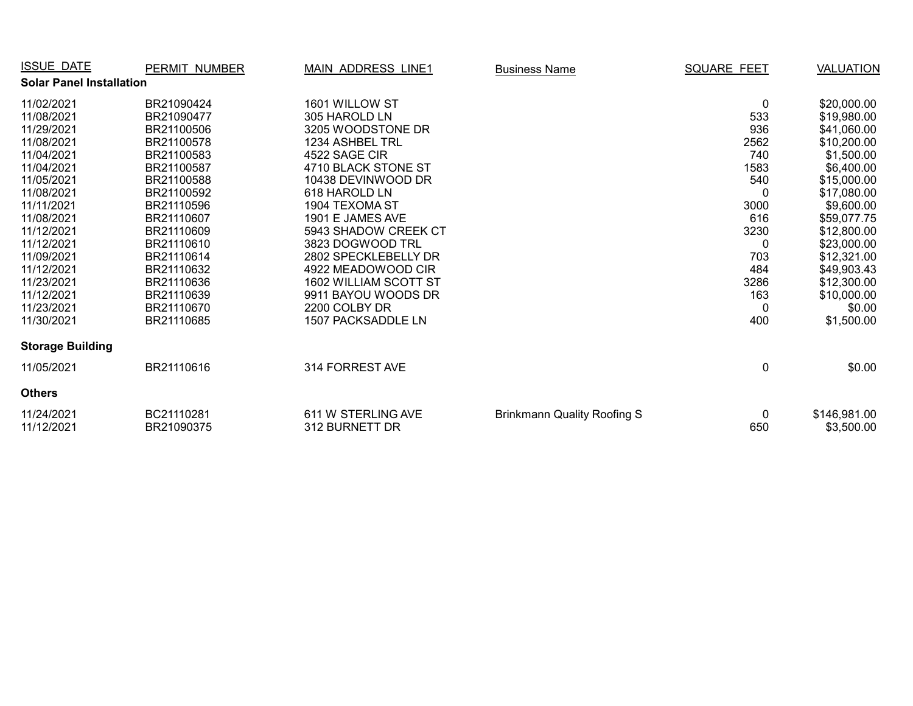| ISSUE_DATE | PERMIT_NUMBER | MAIN_ADDRESS_LINE1 | Business Name | SQUARE_FEET | VALUATION |
|---|---|---|---|---|---|
| **Solar Panel Installation** | | | | | |
| 11/02/2021 | BR21090424 | 1601 WILLOW ST | | 0 | $20,000.00 |
| 11/08/2021 | BR21090477 | 305 HAROLD LN | | 533 | $19,980.00 |
| 11/29/2021 | BR21100506 | 3205 WOODSTONE DR | | 936 | $41,060.00 |
| 11/08/2021 | BR21100578 | 1234 ASHBEL TRL | | 2562 | $10,200.00 |
| 11/04/2021 | BR21100583 | 4522 SAGE CIR | | 740 | $1,500.00 |
| 11/04/2021 | BR21100587 | 4710 BLACK STONE ST | | 1583 | $6,400.00 |
| 11/05/2021 | BR21100588 | 10438 DEVINWOOD DR | | 540 | $15,000.00 |
| 11/08/2021 | BR21100592 | 618 HAROLD LN | | 0 | $17,080.00 |
| 11/11/2021 | BR21110596 | 1904 TEXOMA ST | | 3000 | $9,600.00 |
| 11/08/2021 | BR21110607 | 1901 E JAMES AVE | | 616 | $59,077.75 |
| 11/12/2021 | BR21110609 | 5943 SHADOW CREEK CT | | 3230 | $12,800.00 |
| 11/12/2021 | BR21110610 | 3823 DOGWOOD TRL | | 0 | $23,000.00 |
| 11/09/2021 | BR21110614 | 2802 SPECKLEBELLY DR | | 703 | $12,321.00 |
| 11/12/2021 | BR21110632 | 4922 MEADOWOOD CIR | | 484 | $49,903.43 |
| 11/23/2021 | BR21110636 | 1602 WILLIAM SCOTT ST | | 3286 | $12,300.00 |
| 11/12/2021 | BR21110639 | 9911 BAYOU WOODS DR | | 163 | $10,000.00 |
| 11/23/2021 | BR21110670 | 2200 COLBY DR | | 0 | $0.00 |
| 11/30/2021 | BR21110685 | 1507 PACKSADDLE LN | | 400 | $1,500.00 |
| **Storage Building** | | | | | |
| 11/05/2021 | BR21110616 | 314 FORREST AVE | | 0 | $0.00 |
| **Others** | | | | | |
| 11/24/2021 | BC21110281 | 611 W STERLING AVE | Brinkmann Quality Roofing S | 0 | $146,981.00 |
| 11/12/2021 | BR21090375 | 312 BURNETT DR | | 650 | $3,500.00 |